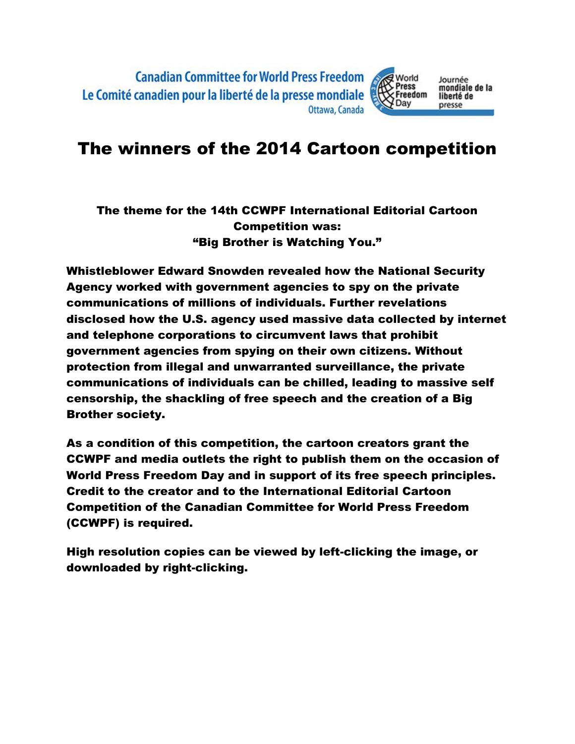Canadian Committee for World Press Freedom
Le Comité canadien pour la liberté de la presse mondiale
Ottawa, Canada

World Press Freedom Day | Journée mondiale de la liberté de presse

# The winners of the 2014 Cartoon competition

**The theme for the 14th CCWPF International Editorial Cartoon Competition was:**
**"Big Brother is Watching You."**

**Whistleblower Edward Snowden revealed how the National Security Agency worked with government agencies to spy on the private communications of millions of individuals. Further revelations disclosed how the U.S. agency used massive data collected by internet and telephone corporations to circumvent laws that prohibit government agencies from spying on their own citizens. Without protection from illegal and unwarranted surveillance, the private communications of individuals can be chilled, leading to massive self censorship, the shackling of free speech and the creation of a Big Brother society.**

**As a condition of this competition, the cartoon creators grant the CCWPF and media outlets the right to publish them on the occasion of World Press Freedom Day and in support of its free speech principles. Credit to the creator and to the International Editorial Cartoon Competition of the Canadian Committee for World Press Freedom (CCWPF) is required.**

**High resolution copies can be viewed by left-clicking the image, or downloaded by right-clicking.**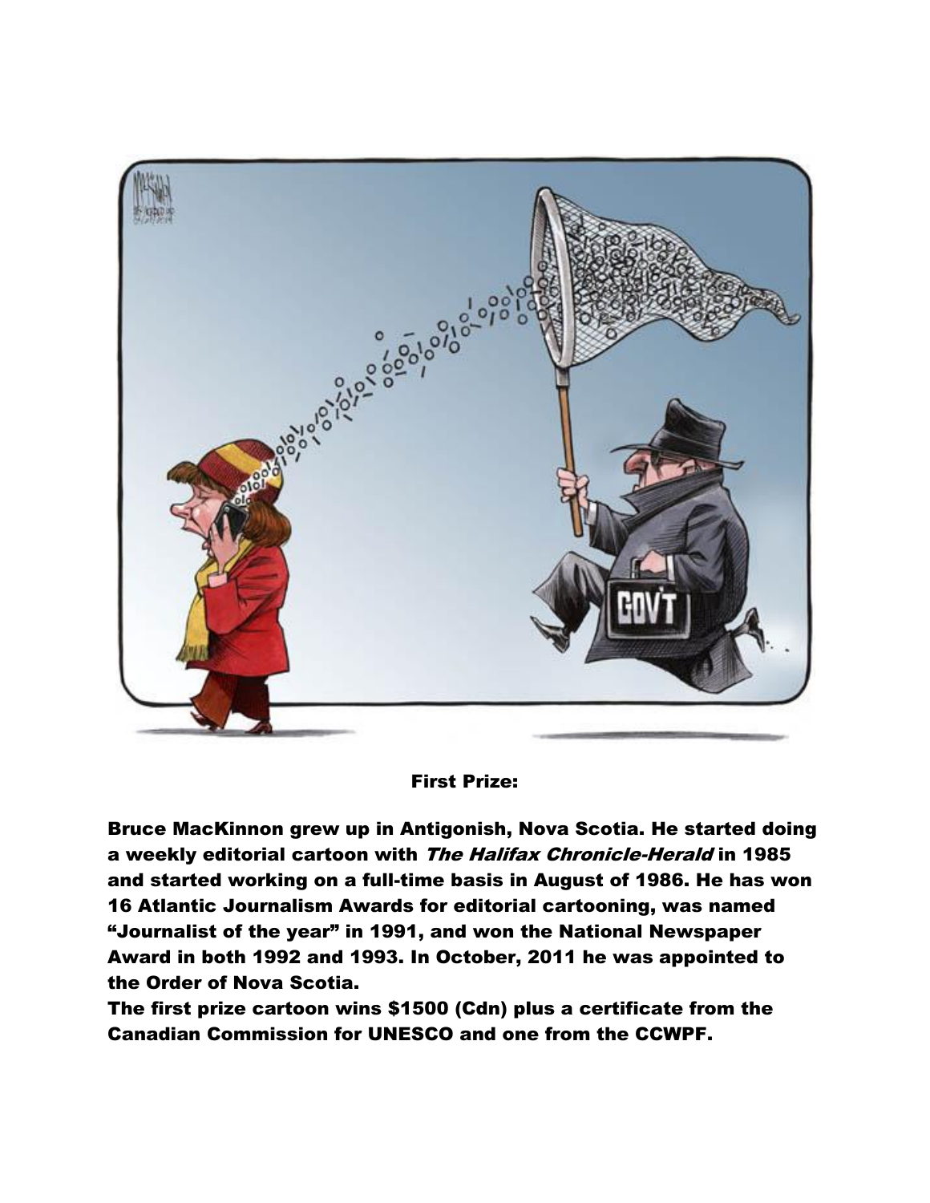**First Prize:**

**Bruce MacKinnon grew up in Antigonish, Nova Scotia. He started doing a weekly editorial cartoon with *The Halifax Chronicle-Herald* in 1985 and started working on a full-time basis in August of 1986. He has won 16 Atlantic Journalism Awards for editorial cartooning, was named "Journalist of the year" in 1991, and won the National Newspaper Award in both 1992 and 1993. In October, 2011 he was appointed to the Order of Nova Scotia.**

**The first prize cartoon wins $1500 (Cdn) plus a certificate from the Canadian Commission for UNESCO and one from the CCWPF.**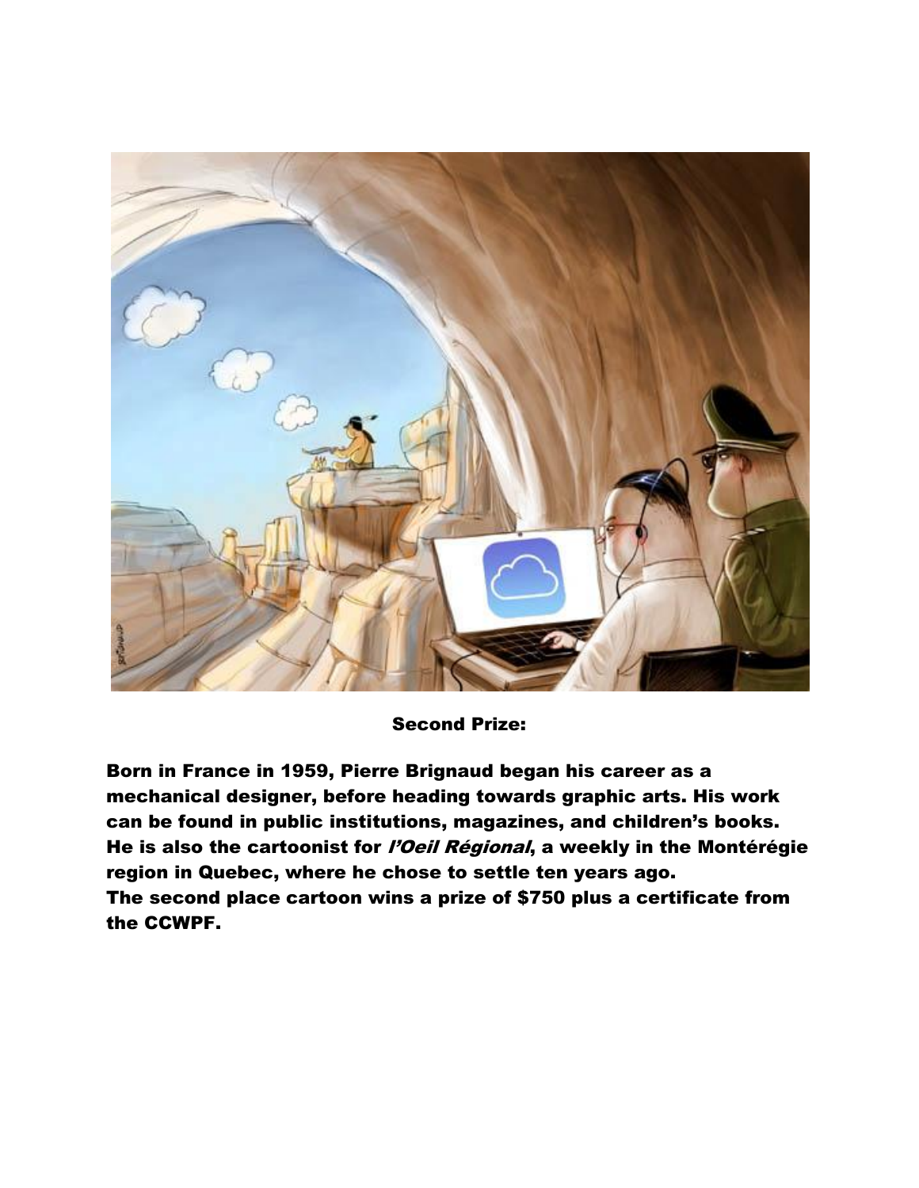**Second Prize:**

**Born in France in 1959, Pierre Brignaud began his career as a mechanical designer, before heading towards graphic arts. His work can be found in public institutions, magazines, and children's books. He is also the cartoonist for *l'Oeil Régional*, a weekly in the Montérégie region in Quebec, where he chose to settle ten years ago.**
**The second place cartoon wins a prize of $750 plus a certificate from the CCWPF.**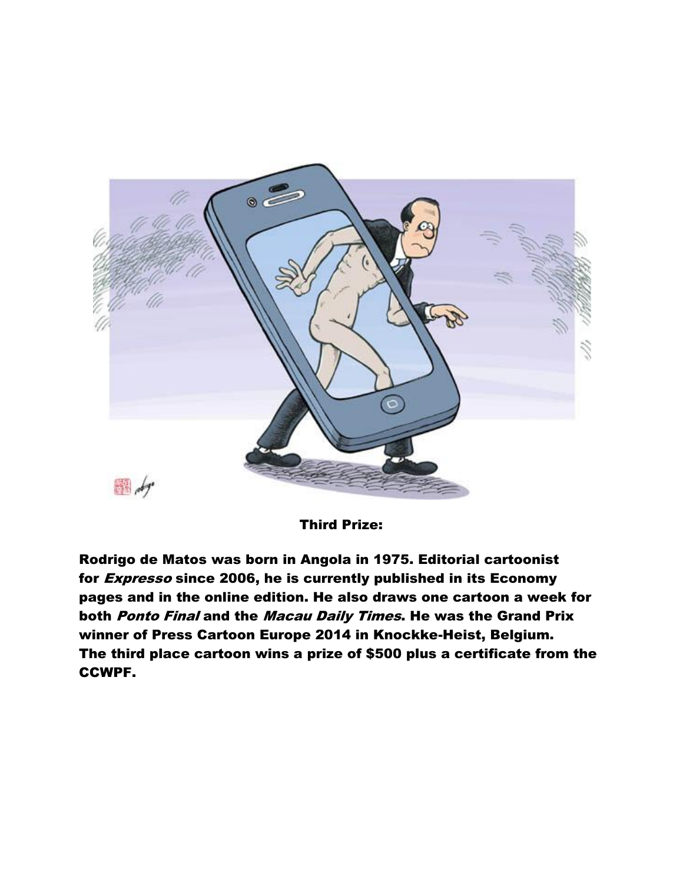**Third Prize:**

**Rodrigo de Matos was born in Angola in 1975. Editorial cartoonist for *Expresso* since 2006, he is currently published in its Economy pages and in the online edition. He also draws one cartoon a week for both *Ponto Final* and the *Macau Daily Times*. He was the Grand Prix winner of Press Cartoon Europe 2014 in Knockke-Heist, Belgium. The third place cartoon wins a prize of $500 plus a certificate from the CCWPF.**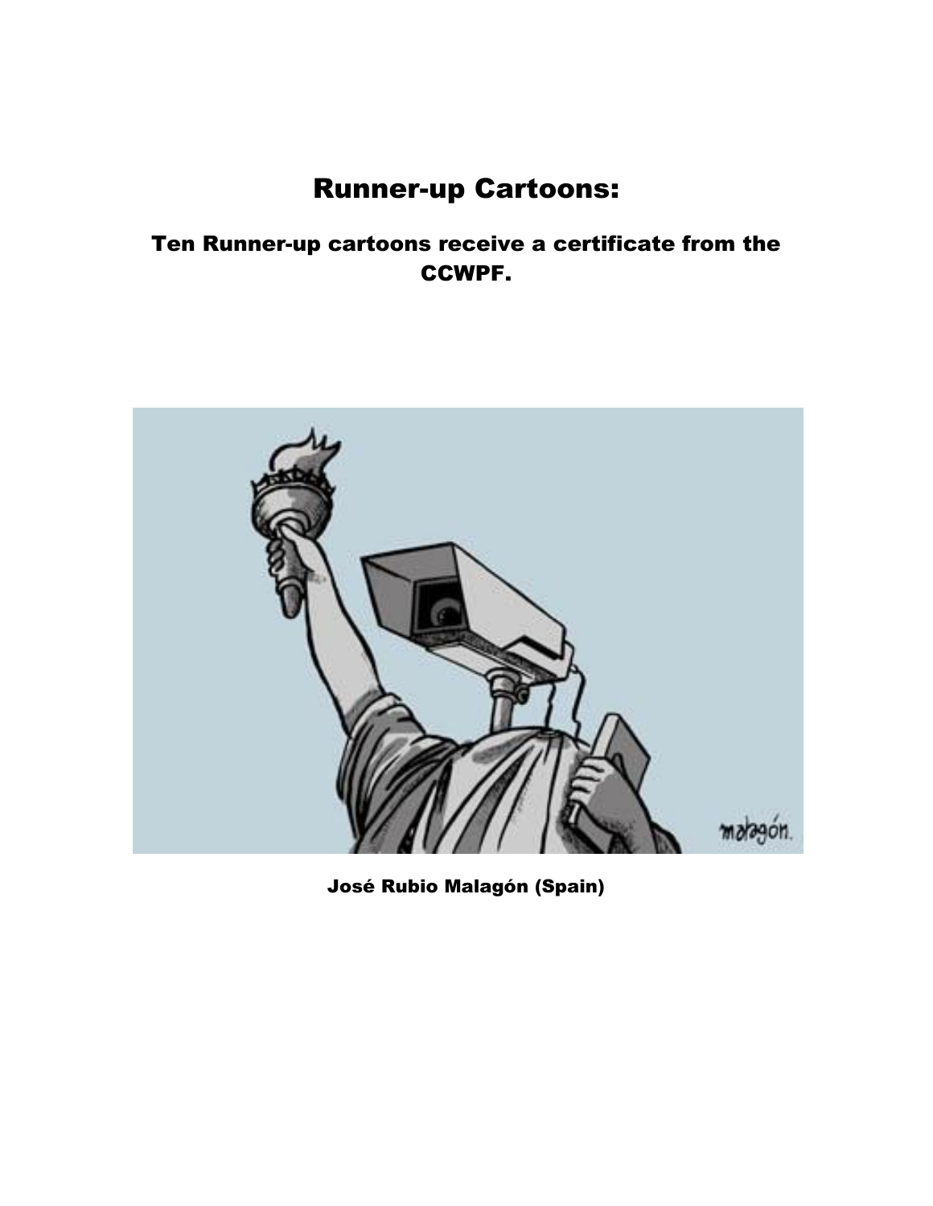# Runner-up Cartoons:

## Ten Runner-up cartoons receive a certificate from the CCWPF.

José Rubio Malagón (Spain)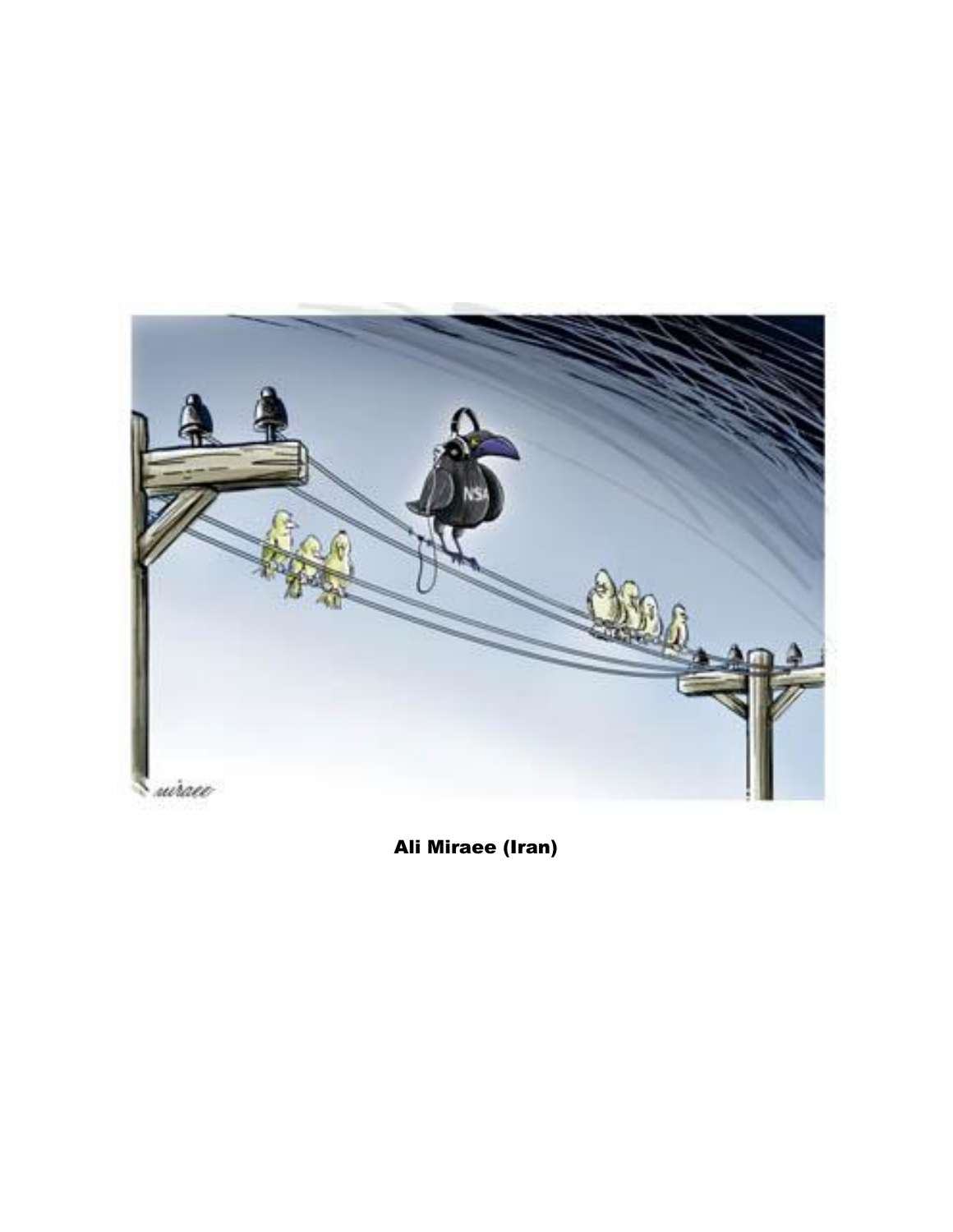**Ali Miraee (Iran)**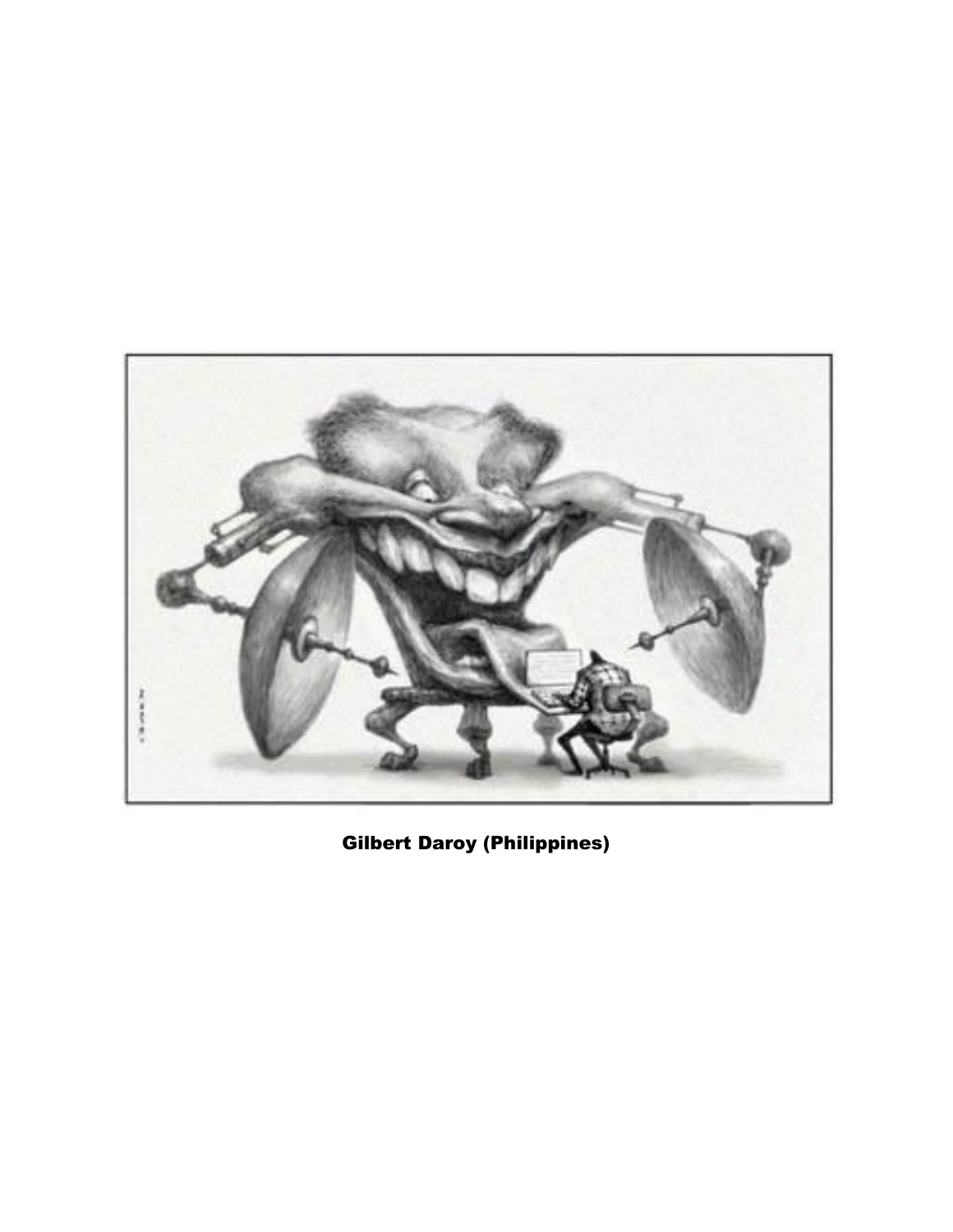Gilbert Daroy (Philippines)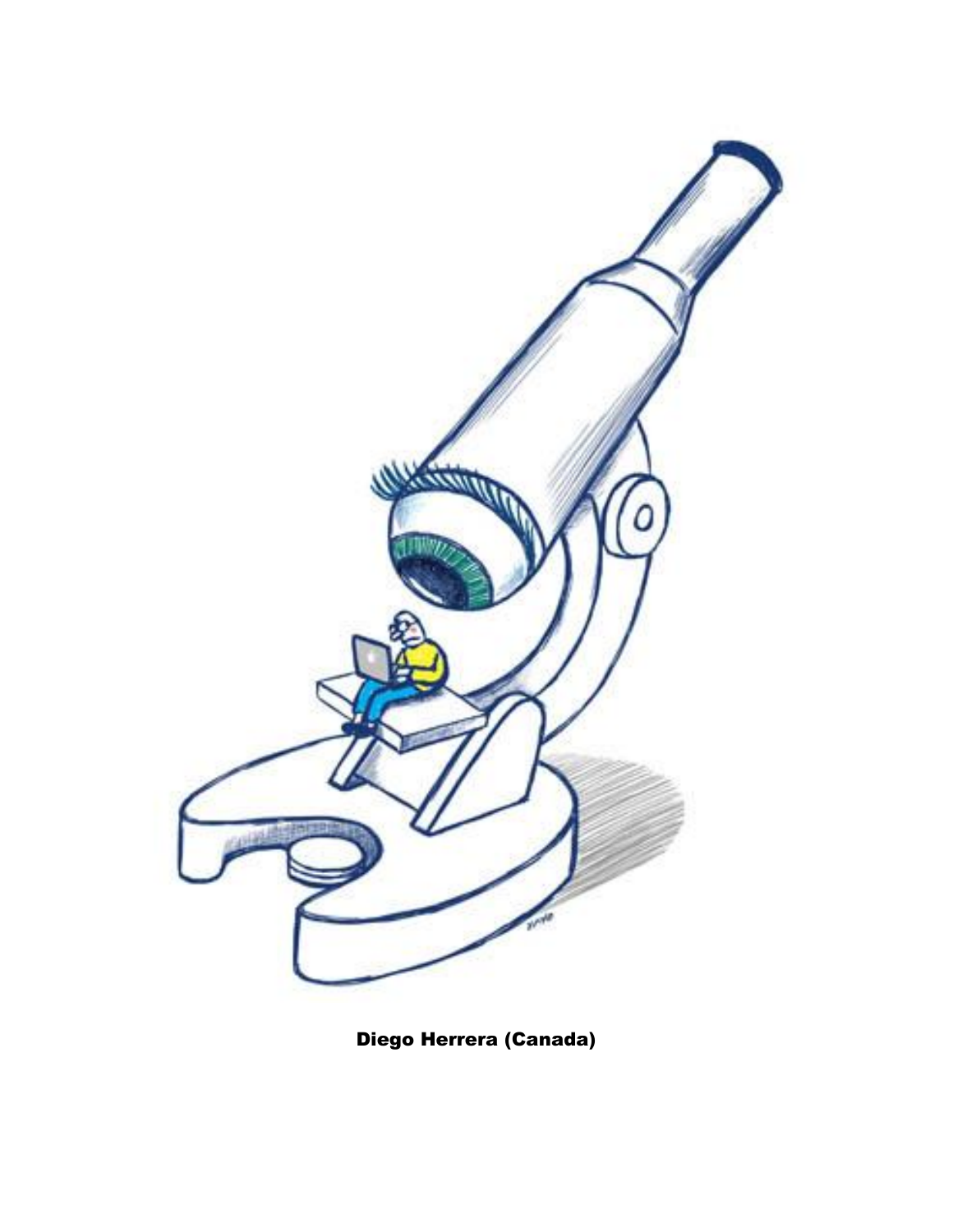**Diego Herrera (Canada)**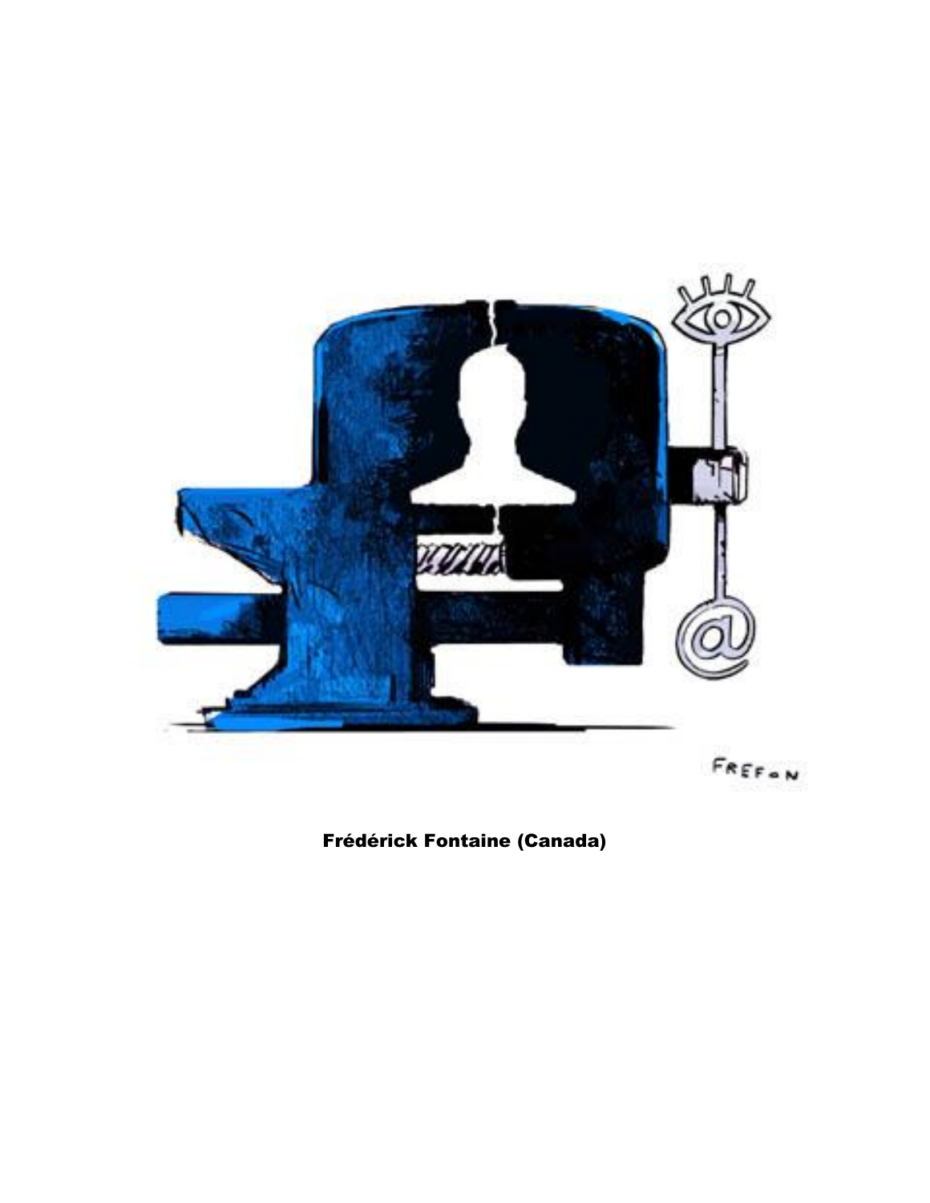**Frédérick Fontaine (Canada)**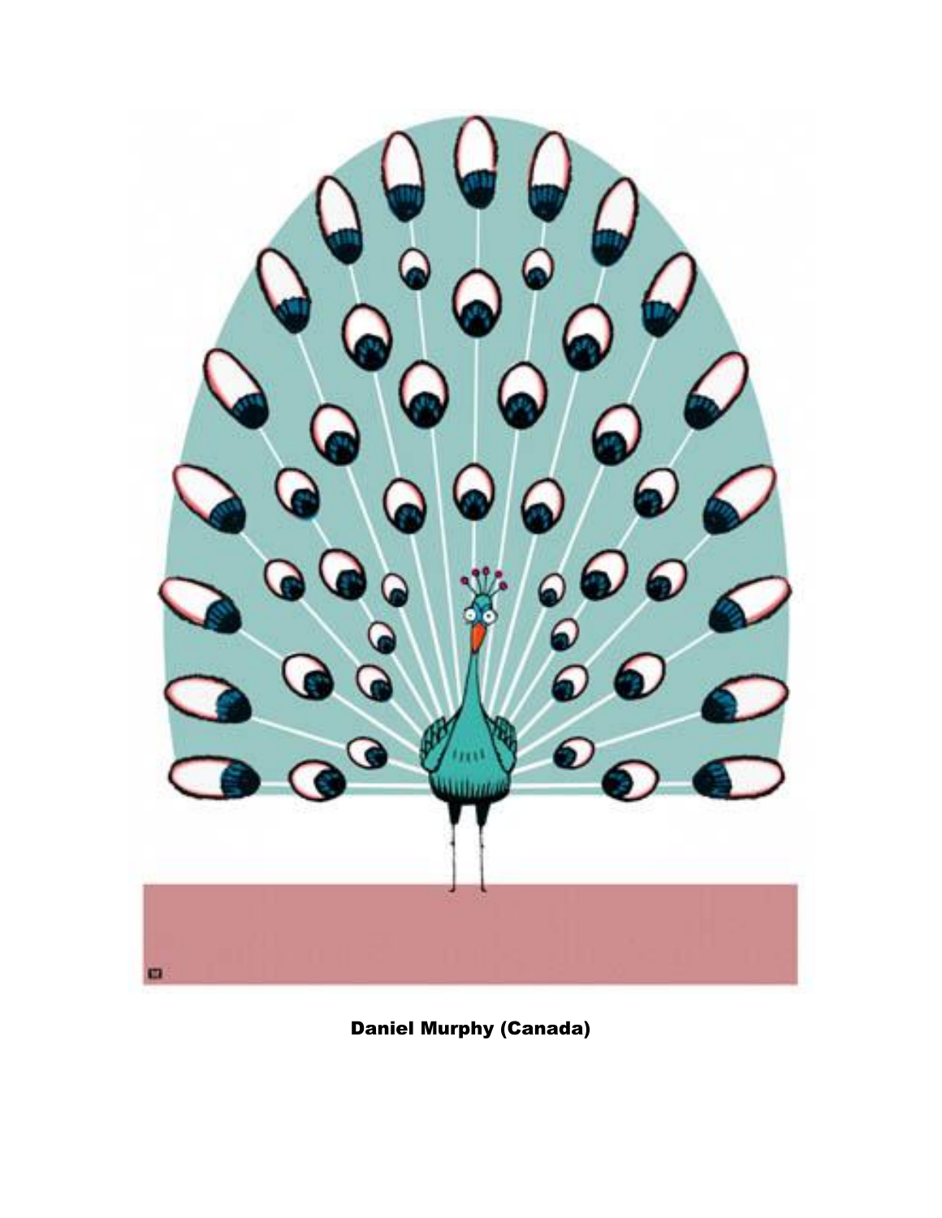**Daniel Murphy (Canada)**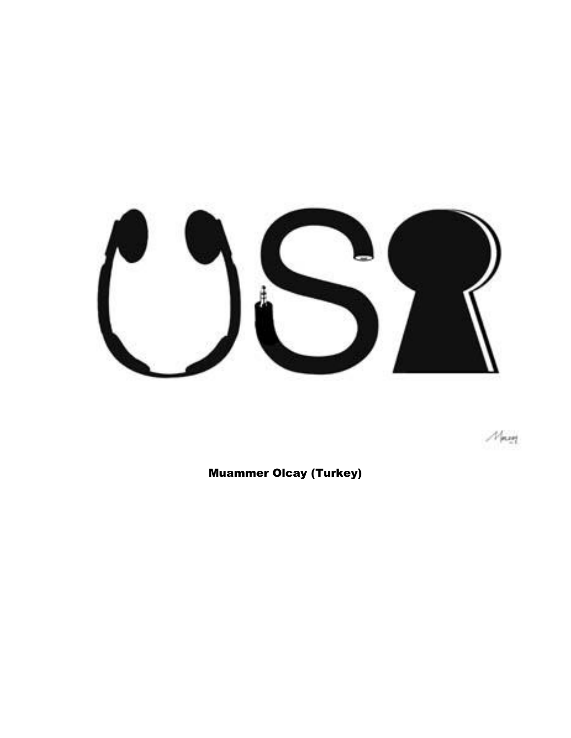**Muammer Olcay (Turkey)**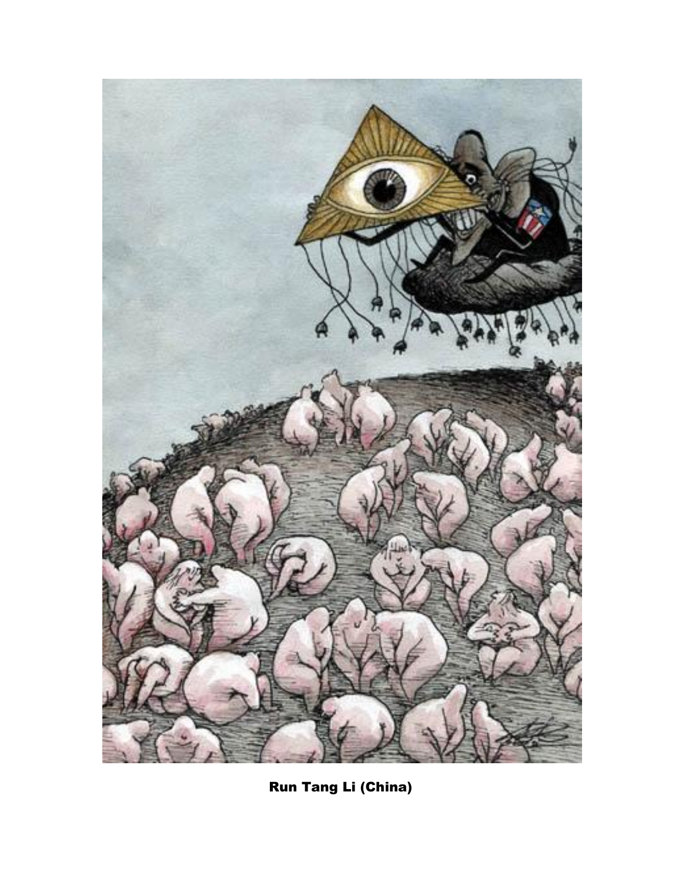Run Tang Li (China)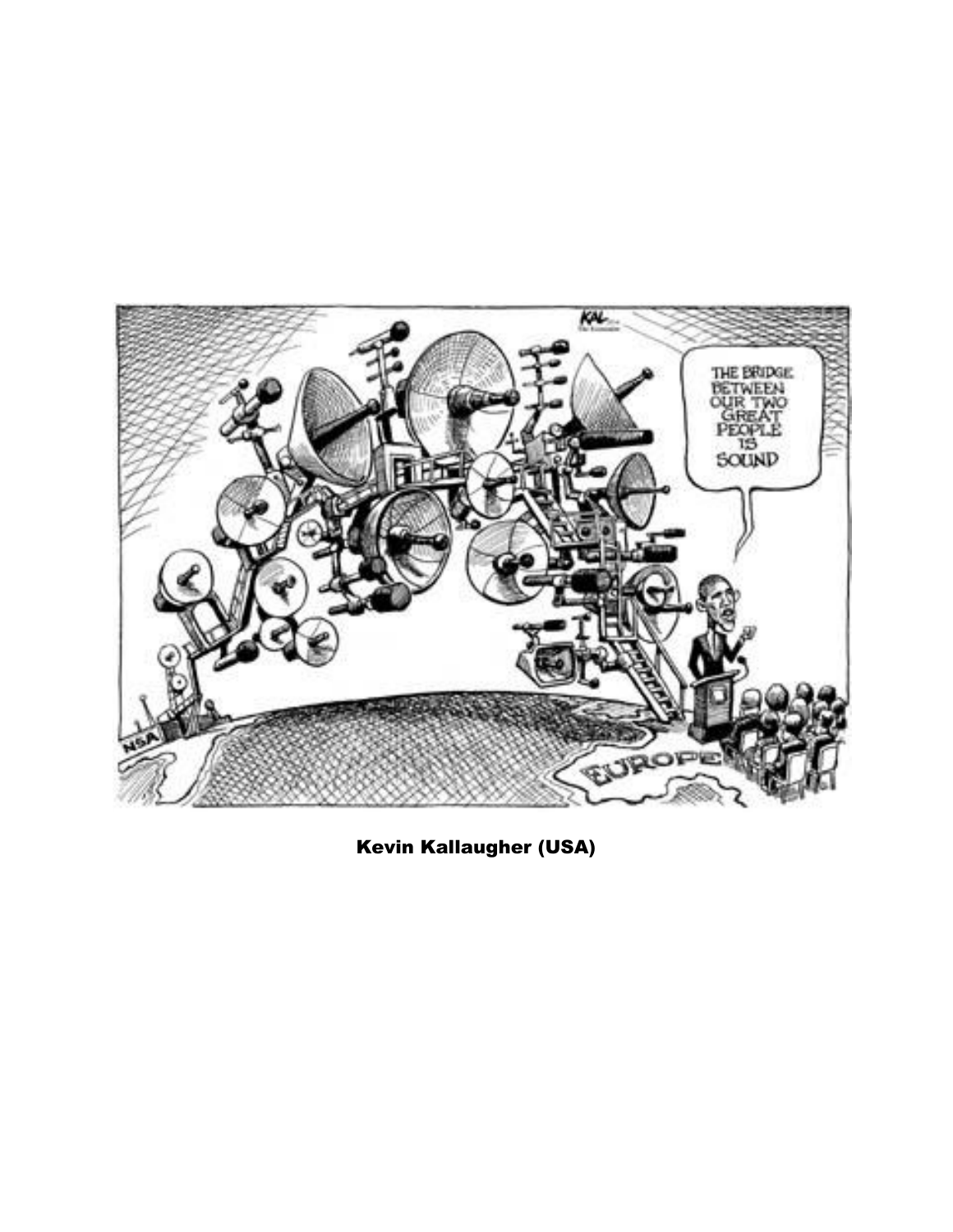**Kevin Kallaugher (USA)**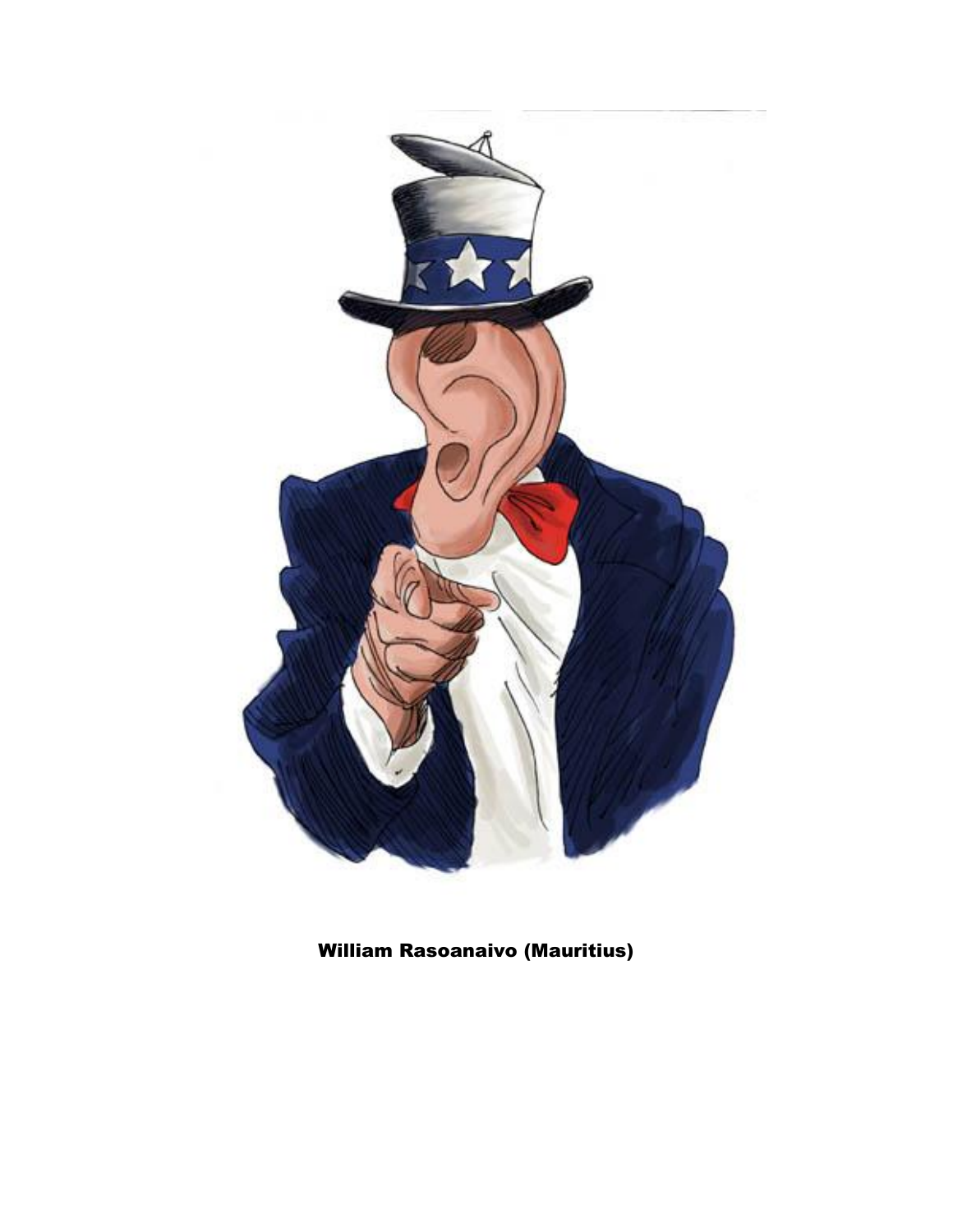**William Rasoanaivo (Mauritius)**